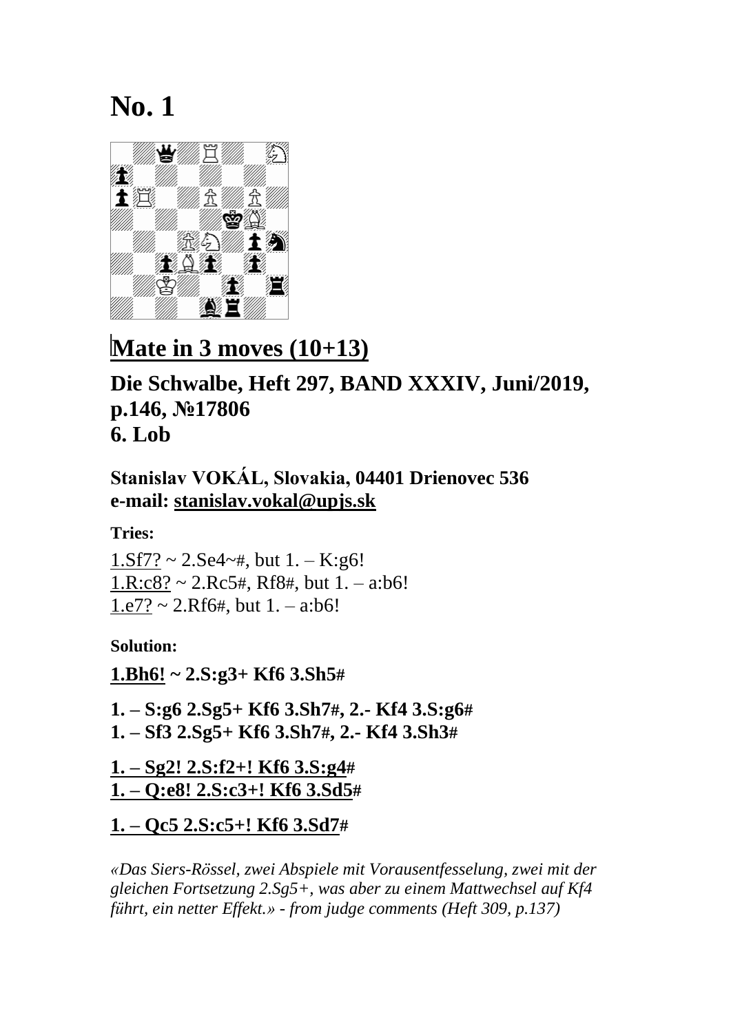# No. 1

## Mate in 3 moves (10+13)

**Die Schwalbe, Heft 297, BAND XXXIV, Juni/2019, p.146, №17806**
**6. Lob**

**Stanislav VOKÁL, Slovakia, 04401 Drienovec 536**
**e-mail: stanislav.vokal@upjs.sk**

**Tries:**

1.Sf7? ~ 2.Se4~#, but 1. – K:g6!
1.R:c8? ~ 2.Rc5#, Rf8#, but 1. – a:b6!
1.e7? ~ 2.Rf6#, but 1. – a:b6!

**Solution:**

**1.Bh6! ~ 2.S:g3+ Kf6 3.Sh5#**

**1. – S:g6 2.Sg5+ Kf6 3.Sh7#, 2.- Kf4 3.S:g6#**
**1. – Sf3 2.Sg5+ Kf6 3.Sh7#, 2.- Kf4 3.Sh3#**

**1. – Sg2! 2.S:f2+! Kf6 3.S:g4#**
**1. – Q:e8! 2.S:c3+! Kf6 3.Sd5#**

**1. – Qc5 2.S:c5+! Kf6 3.Sd7#**

*«Das Siers-Rössel, zwei Abspiele mit Vorausentfesselung, zwei mit der gleichen Fortsetzung 2.Sg5+, was aber zu einem Mattwechsel auf Kf4 führt, ein netter Effekt.» - from judge comments (Heft 309, p.137)*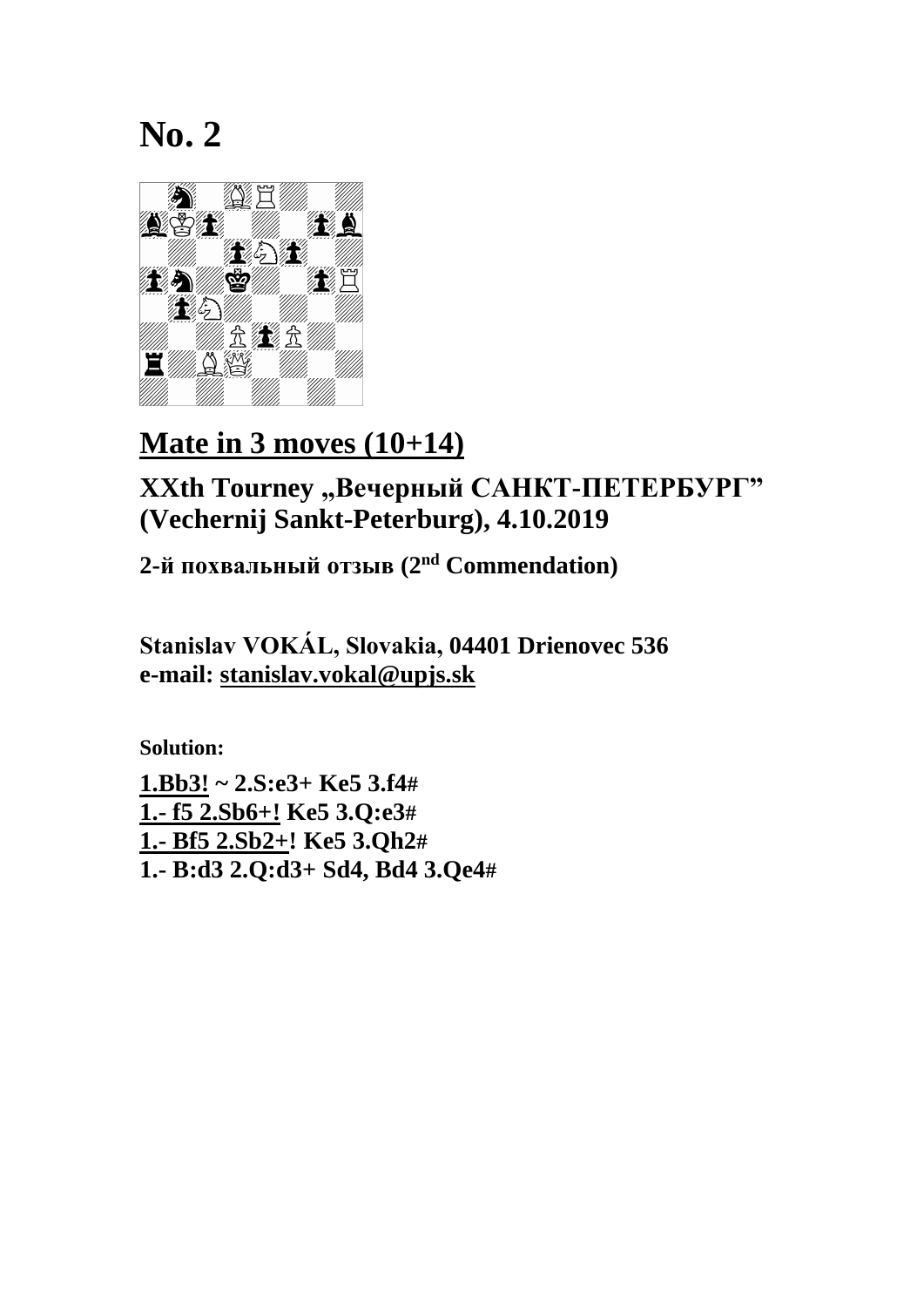# No. 2

## Mate in 3 moves (10+14)

### XXth Tourney „Вечерный САНКТ-ПЕТЕРБУРГ" (Vechernij Sankt-Peterburg), 4.10.2019

**2-й похвальный отзыв (2nd Commendation)**

**Stanislav VOKÁL, Slovakia, 04401 Drienovec 536**
**e-mail: stanislav.vokal@upjs.sk**

**Solution:**

**1.Bb3! ~ 2.S:e3+ Ke5 3.f4#**
**1.- f5 2.Sb6+! Ke5 3.Q:e3#**
**1.- Bf5 2.Sb2+! Ke5 3.Qh2#**
**1.- B:d3 2.Q:d3+ Sd4, Bd4 3.Qe4#**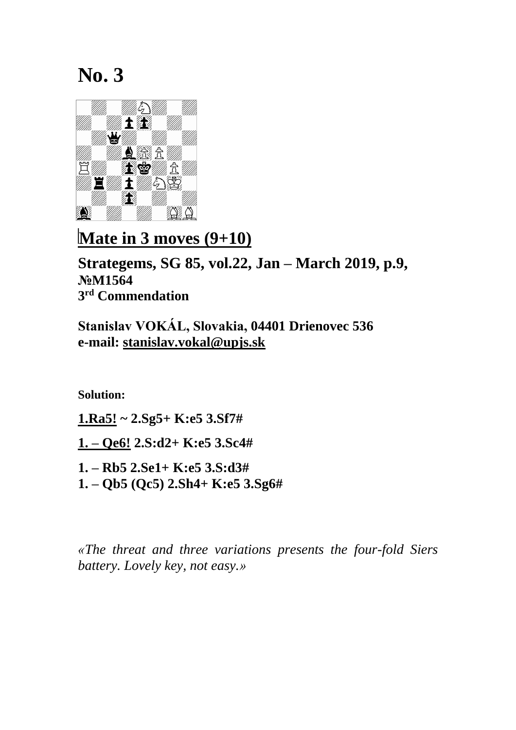# No. 3

## Mate in 3 moves (9+10)

**Strategems, SG 85, vol.22, Jan – March 2019, p.9, №M1564**
**3[rd] Commendation**

**Stanislav VOKÁL, Slovakia, 04401 Drienovec 536**
**e-mail: stanislav.vokal@upjs.sk**

**Solution:**

**1.Ra5! ~ 2.Sg5+ K:e5 3.Sf7#**

**1. – Qe6! 2.S:d2+ K:e5 3.Sc4#**

**1. – Rb5 2.Se1+ K:e5 3.S:d3#**
**1. – Qb5 (Qc5) 2.Sh4+ K:e5 3.Sg6#**

*«The threat and three variations presents the four-fold Siers battery. Lovely key, not easy.»*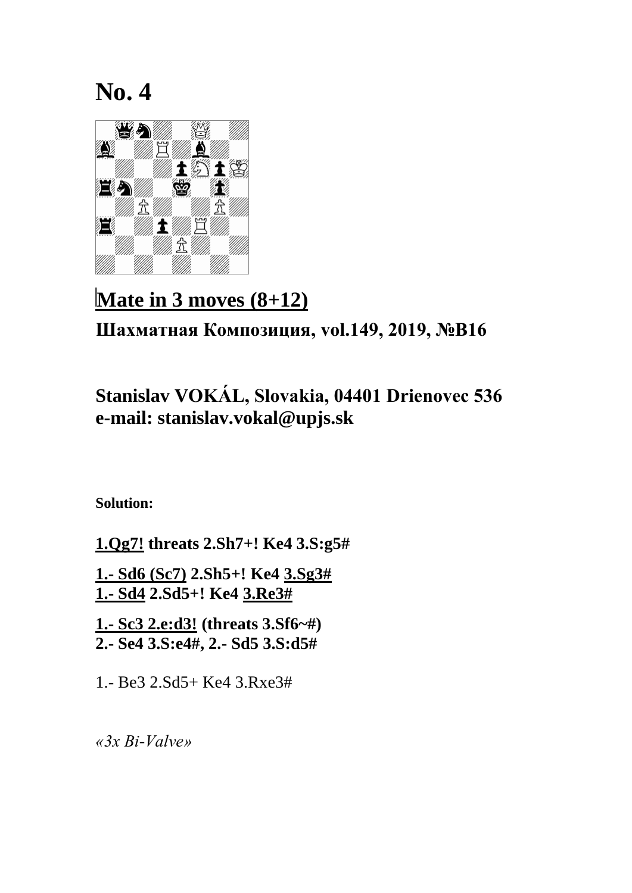# No. 4

**Mate in 3 moves (8+12)**

**Шахматная Композиция, vol.149, 2019, №B16**

**Stanislav VOKÁL, Slovakia, 04401 Drienovec 536**
**e-mail: stanislav.vokal@upjs.sk**

**Solution:**

**1.Qg7! threats 2.Sh7+! Ke4 3.S:g5#**

**1.- Sd6 (Sc7) 2.Sh5+! Ke4 3.Sg3#**
**1.- Sd4 2.Sd5+! Ke4 3.Re3#**

**1.- Sc3 2.e:d3! (threats 3.Sf6~#)**
**2.- Se4 3.S:e4#, 2.- Sd5 3.S:d5#**

1.- Be3 2.Sd5+ Ke4 3.Rxe3#

*«3x Bi-Valve»*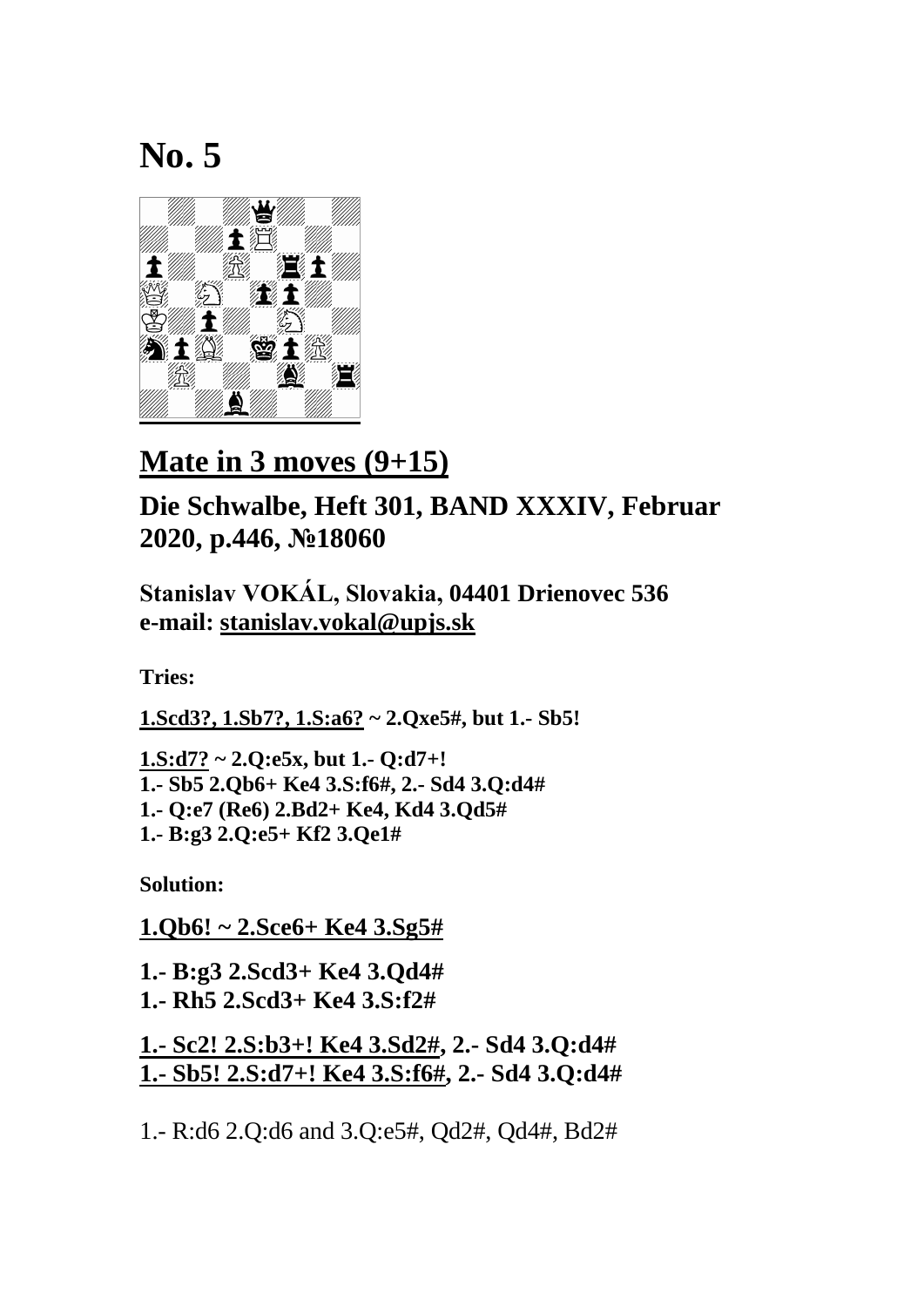# No. 5

## Mate in 3 moves (9+15)

### Die Schwalbe, Heft 301, BAND XXXIV, Februar 2020, p.446, №18060

**Stanislav VOKÁL, Slovakia, 04401 Drienovec 536**
**e-mail: stanislav.vokal@upjs.sk**

**Tries:**

**1.Scd3?, 1.Sb7?, 1.S:a6? ~ 2.Qxe5#, but 1.- Sb5!**

**1.S:d7? ~ 2.Q:e5x, but 1.- Q:d7+!**
**1.- Sb5 2.Qb6+ Ke4 3.S:f6#, 2.- Sd4 3.Q:d4#**
**1.- Q:e7 (Re6) 2.Bd2+ Ke4, Kd4 3.Qd5#**
**1.- B:g3 2.Q:e5+ Kf2 3.Qe1#**

**Solution:**

**1.Qb6! ~ 2.Sce6+ Ke4 3.Sg5#**

**1.- B:g3 2.Scd3+ Ke4 3.Qd4#**
**1.- Rh5 2.Scd3+ Ke4 3.S:f2#**

**1.- Sc2! 2.S:b3+! Ke4 3.Sd2#, 2.- Sd4 3.Q:d4#**
**1.- Sb5! 2.S:d7+! Ke4 3.S:f6#, 2.- Sd4 3.Q:d4#**

1.- R:d6 2.Q:d6 and 3.Q:e5#, Qd2#, Qd4#, Bd2#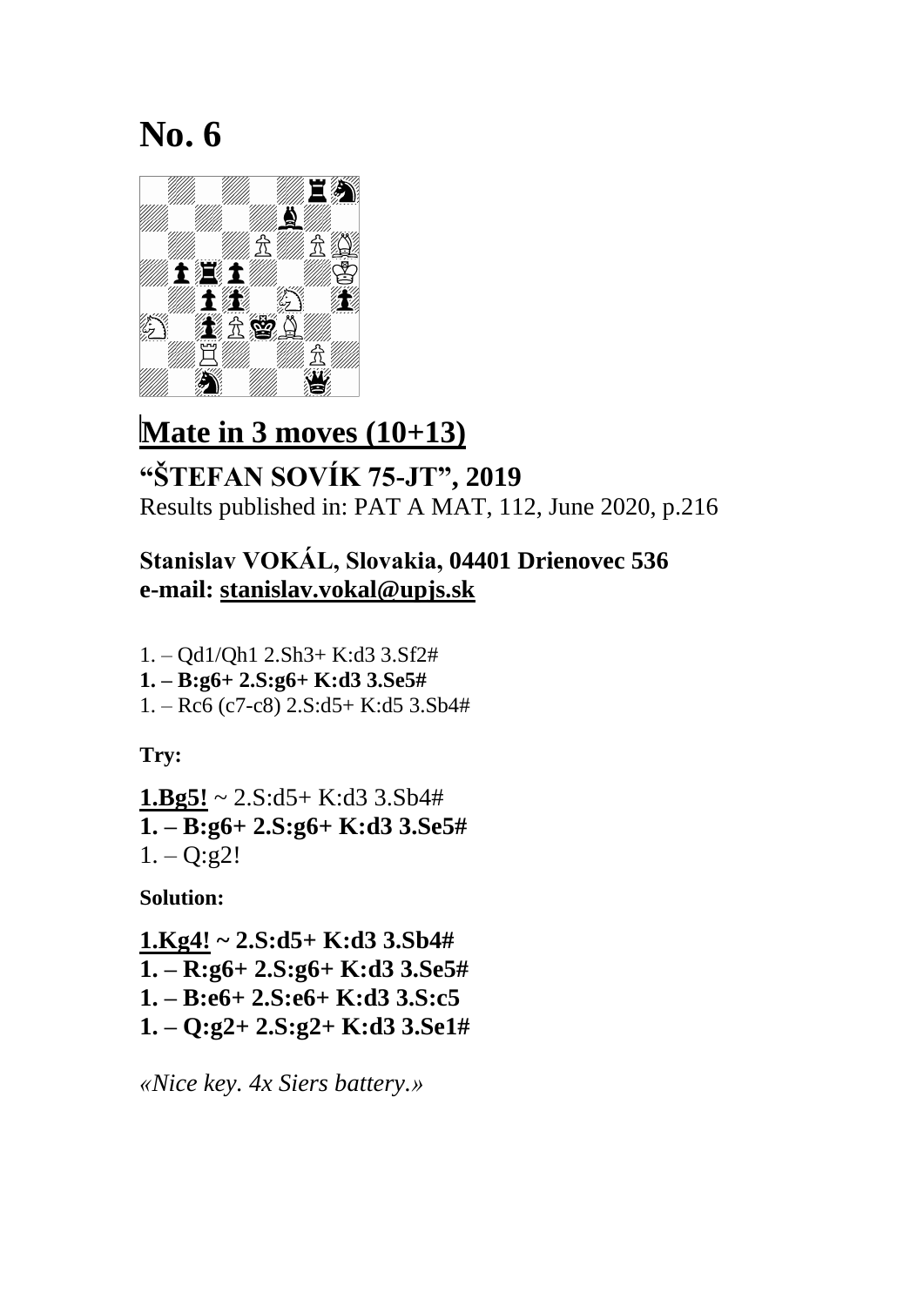# No. 6

## Mate in 3 moves (10+13)

## "ŠTEFAN SOVÍK 75-JT", 2019

Results published in: PAT A MAT, 112, June 2020, p.216

**Stanislav VOKÁL, Slovakia, 04401 Drienovec 536**
**e-mail: stanislav.vokal@upjs.sk**

1. – Qd1/Qh1 2.Sh3+ K:d3 3.Sf2#
**1. – B:g6+ 2.S:g6+ K:d3 3.Se5#**
1. – Rc6 (c7-c8) 2.S:d5+ K:d5 3.Sb4#

**Try:**

**1.Bg5!** ~ 2.S:d5+ K:d3 3.Sb4#
**1. – B:g6+ 2.S:g6+ K:d3 3.Se5#**
1. – Q:g2!

**Solution:**

**1.Kg4! ~ 2.S:d5+ K:d3 3.Sb4#**
**1. – R:g6+ 2.S:g6+ K:d3 3.Se5#**
**1. – B:e6+ 2.S:e6+ K:d3 3.S:c5**
**1. – Q:g2+ 2.S:g2+ K:d3 3.Se1#**

*«Nice key. 4x Siers battery.»*